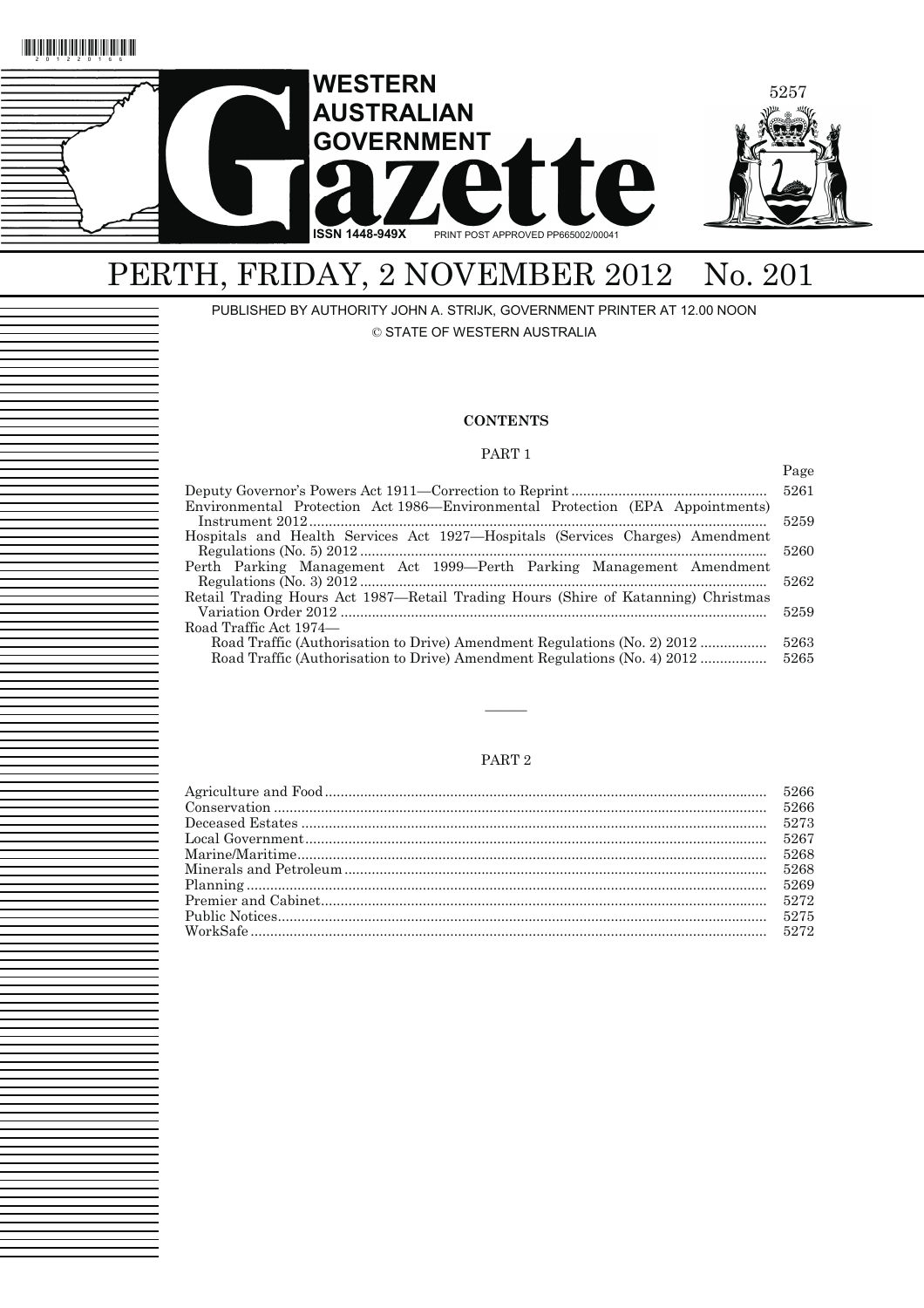# WESTERN AUSTRALIAN GOVERNMENT Gazette

ISSN 1448-949X PRINT POST APPROVED PP665002/00041

## PERTH, FRIDAY, 2 NOVEMBER 2012 No. 201

PUBLISHED BY AUTHORITY JOHN A. STRIJK, GOVERNMENT PRINTER AT 12.00 NOON

© STATE OF WESTERN AUSTRALIA

### CONTENTS

#### PART 1

| | Page |
|---|---|
| Deputy Governor's Powers Act 1911—Correction to Reprint | 5261 |
| Environmental Protection Act 1986—Environmental Protection (EPA Appointments) Instrument 2012 | 5259 |
| Hospitals and Health Services Act 1927—Hospitals (Services Charges) Amendment Regulations (No. 5) 2012 | 5260 |
| Perth Parking Management Act 1999—Perth Parking Management Amendment Regulations (No. 3) 2012 | 5262 |
| Retail Trading Hours Act 1987—Retail Trading Hours (Shire of Katanning) Christmas Variation Order 2012 | 5259 |
| Road Traffic Act 1974— | |
| Road Traffic (Authorisation to Drive) Amendment Regulations (No. 2) 2012 | 5263 |
| Road Traffic (Authorisation to Drive) Amendment Regulations (No. 4) 2012 | 5265 |

---

#### PART 2

| | |
|---|---|
| Agriculture and Food | 5266 |
| Conservation | 5266 |
| Deceased Estates | 5273 |
| Local Government | 5267 |
| Marine/Maritime | 5268 |
| Minerals and Petroleum | 5268 |
| Planning | 5269 |
| Premier and Cabinet | 5272 |
| Public Notices | 5275 |
| WorkSafe | 5272 |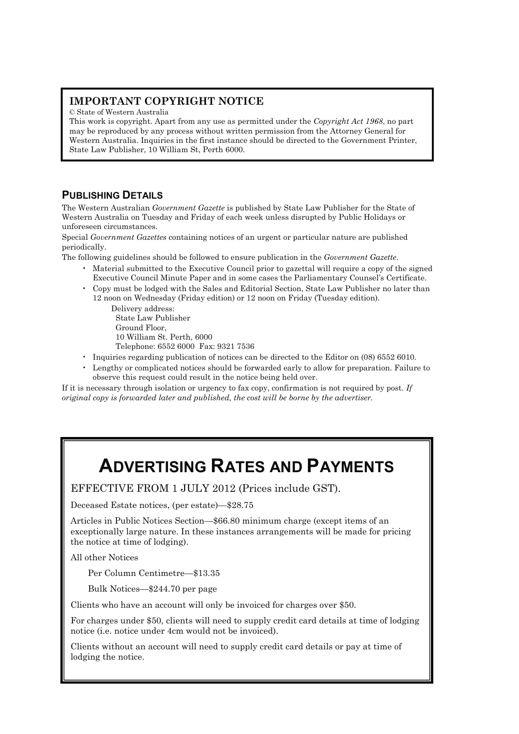## IMPORTANT COPYRIGHT NOTICE

© State of Western Australia

This work is copyright. Apart from any use as permitted under the *Copyright Act 1968*, no part may be reproduced by any process without written permission from the Attorney General for Western Australia. Inquiries in the first instance should be directed to the Government Printer, State Law Publisher, 10 William St, Perth 6000.

## PUBLISHING DETAILS

The Western Australian *Government Gazette* is published by State Law Publisher for the State of Western Australia on Tuesday and Friday of each week unless disrupted by Public Holidays or unforeseen circumstances.

Special *Government Gazettes* containing notices of an urgent or particular nature are published periodically.

The following guidelines should be followed to ensure publication in the *Government Gazette*.

- Material submitted to the Executive Council prior to gazettal will require a copy of the signed Executive Council Minute Paper and in some cases the Parliamentary Counsel's Certificate.
- Copy must be lodged with the Sales and Editorial Section, State Law Publisher no later than 12 noon on Wednesday (Friday edition) or 12 noon on Friday (Tuesday edition).

  Delivery address:
  State Law Publisher
  Ground Floor,
  10 William St. Perth, 6000
  Telephone: 6552 6000 Fax: 9321 7536
- Inquiries regarding publication of notices can be directed to the Editor on (08) 6552 6010.
- Lengthy or complicated notices should be forwarded early to allow for preparation. Failure to observe this request could result in the notice being held over.

If it is necessary through isolation or urgency to fax copy, confirmation is not required by post. *If original copy is forwarded later and published, the cost will be borne by the advertiser.*

# ADVERTISING RATES AND PAYMENTS

EFFECTIVE FROM 1 JULY 2012 (Prices include GST).

Deceased Estate notices, (per estate)—$28.75

Articles in Public Notices Section—$66.80 minimum charge (except items of an exceptionally large nature. In these instances arrangements will be made for pricing the notice at time of lodging).

All other Notices

Per Column Centimetre—$13.35

Bulk Notices—$244.70 per page

Clients who have an account will only be invoiced for charges over $50.

For charges under $50, clients will need to supply credit card details at time of lodging notice (i.e. notice under 4cm would not be invoiced).

Clients without an account will need to supply credit card details or pay at time of lodging the notice.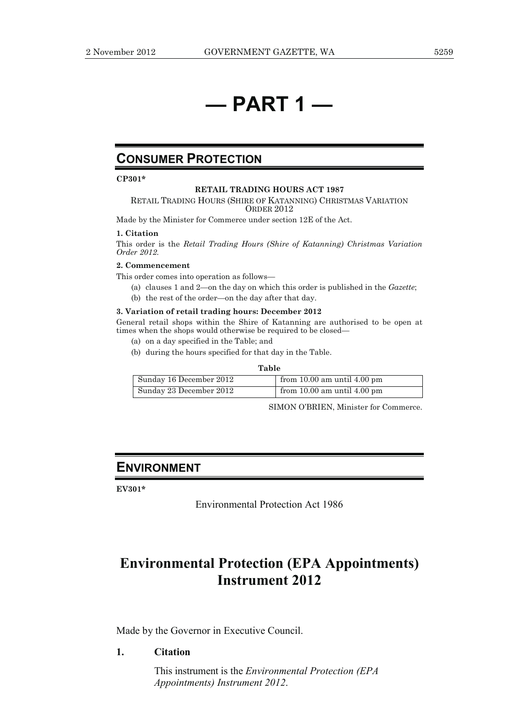# — PART 1 —

## CONSUMER PROTECTION

**CP301***

**RETAIL TRADING HOURS ACT 1987**

RETAIL TRADING HOURS (SHIRE OF KATANNING) CHRISTMAS VARIATION ORDER 2012

Made by the Minister for Commerce under section 12E of the Act.

**1. Citation**

This order is the *Retail Trading Hours (Shire of Katanning) Christmas Variation Order 2012*.

**2. Commencement**

This order comes into operation as follows—

(a) clauses 1 and 2—on the day on which this order is published in the *Gazette*;

(b) the rest of the order—on the day after that day.

**3. Variation of retail trading hours: December 2012**

General retail shops within the Shire of Katanning are authorised to be open at times when the shops would otherwise be required to be closed—

(a) on a day specified in the Table; and

(b) during the hours specified for that day in the Table.

**Table**

| | |
|---|---|
| Sunday 16 December 2012 | from 10.00 am until 4.00 pm |
| Sunday 23 December 2012 | from 10.00 am until 4.00 pm |

SIMON O'BRIEN, Minister for Commerce.

## ENVIRONMENT

**EV301***

Environmental Protection Act 1986

# Environmental Protection (EPA Appointments) Instrument 2012

Made by the Governor in Executive Council.

**1. Citation**

This instrument is the *Environmental Protection (EPA Appointments) Instrument 2012*.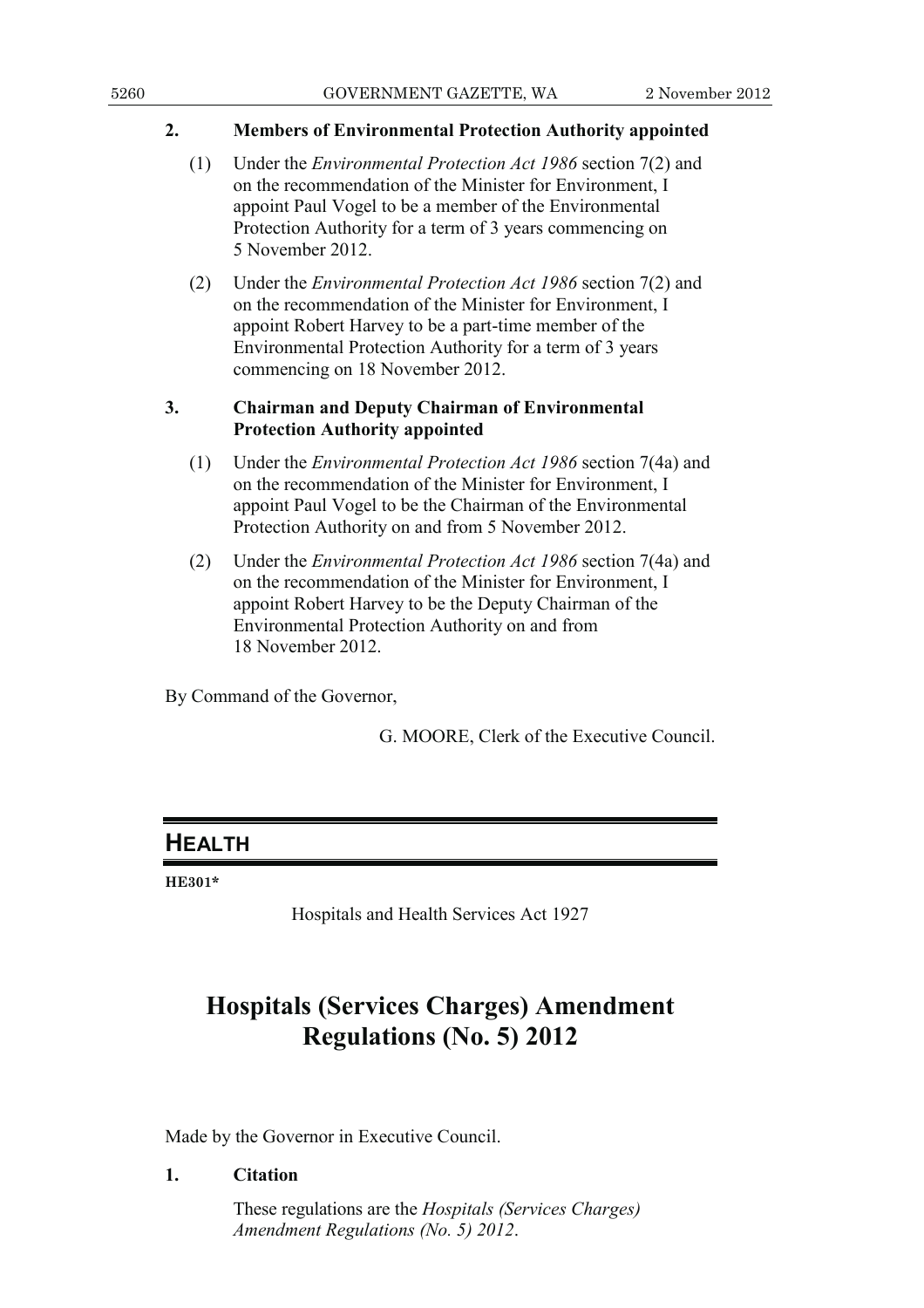### 2. Members of Environmental Protection Authority appointed

(1) Under the *Environmental Protection Act 1986* section 7(2) and on the recommendation of the Minister for Environment, I appoint Paul Vogel to be a member of the Environmental Protection Authority for a term of 3 years commencing on 5 November 2012.

(2) Under the *Environmental Protection Act 1986* section 7(2) and on the recommendation of the Minister for Environment, I appoint Robert Harvey to be a part-time member of the Environmental Protection Authority for a term of 3 years commencing on 18 November 2012.

### 3. Chairman and Deputy Chairman of Environmental Protection Authority appointed

(1) Under the *Environmental Protection Act 1986* section 7(4a) and on the recommendation of the Minister for Environment, I appoint Paul Vogel to be the Chairman of the Environmental Protection Authority on and from 5 November 2012.

(2) Under the *Environmental Protection Act 1986* section 7(4a) and on the recommendation of the Minister for Environment, I appoint Robert Harvey to be the Deputy Chairman of the Environmental Protection Authority on and from 18 November 2012.

By Command of the Governor,

G. MOORE, Clerk of the Executive Council.

## HEALTH

**HE301***

Hospitals and Health Services Act 1927

# Hospitals (Services Charges) Amendment Regulations (No. 5) 2012

Made by the Governor in Executive Council.

### 1. Citation

These regulations are the *Hospitals (Services Charges) Amendment Regulations (No. 5) 2012*.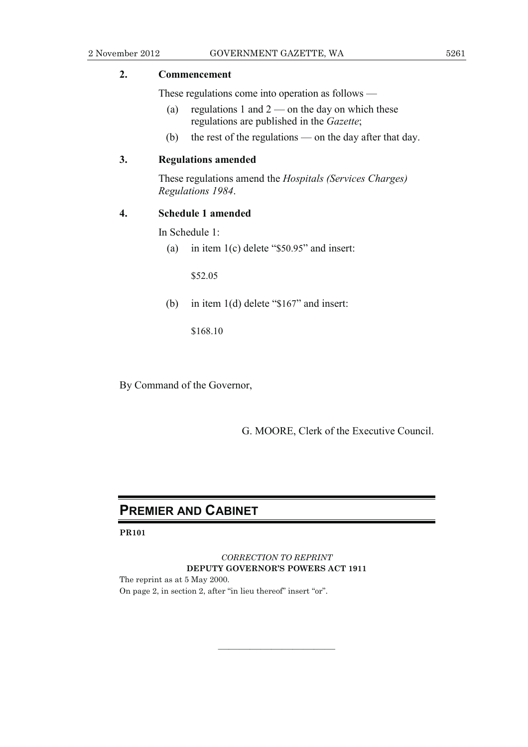**2. Commencement**

These regulations come into operation as follows —

(a) regulations 1 and 2 — on the day on which these regulations are published in the *Gazette*;

(b) the rest of the regulations — on the day after that day.

**3. Regulations amended**

These regulations amend the *Hospitals (Services Charges) Regulations 1984*.

**4. Schedule 1 amended**

In Schedule 1:

(a) in item 1(c) delete "$50.95" and insert:

$52.05

(b) in item 1(d) delete "$167" and insert:

$168.10

By Command of the Governor,

G. MOORE, Clerk of the Executive Council.

## PREMIER AND CABINET

**PR101**

*CORRECTION TO REPRINT*

**DEPUTY GOVERNOR'S POWERS ACT 1911**

The reprint as at 5 May 2000.

On page 2, in section 2, after "in lieu thereof" insert "or".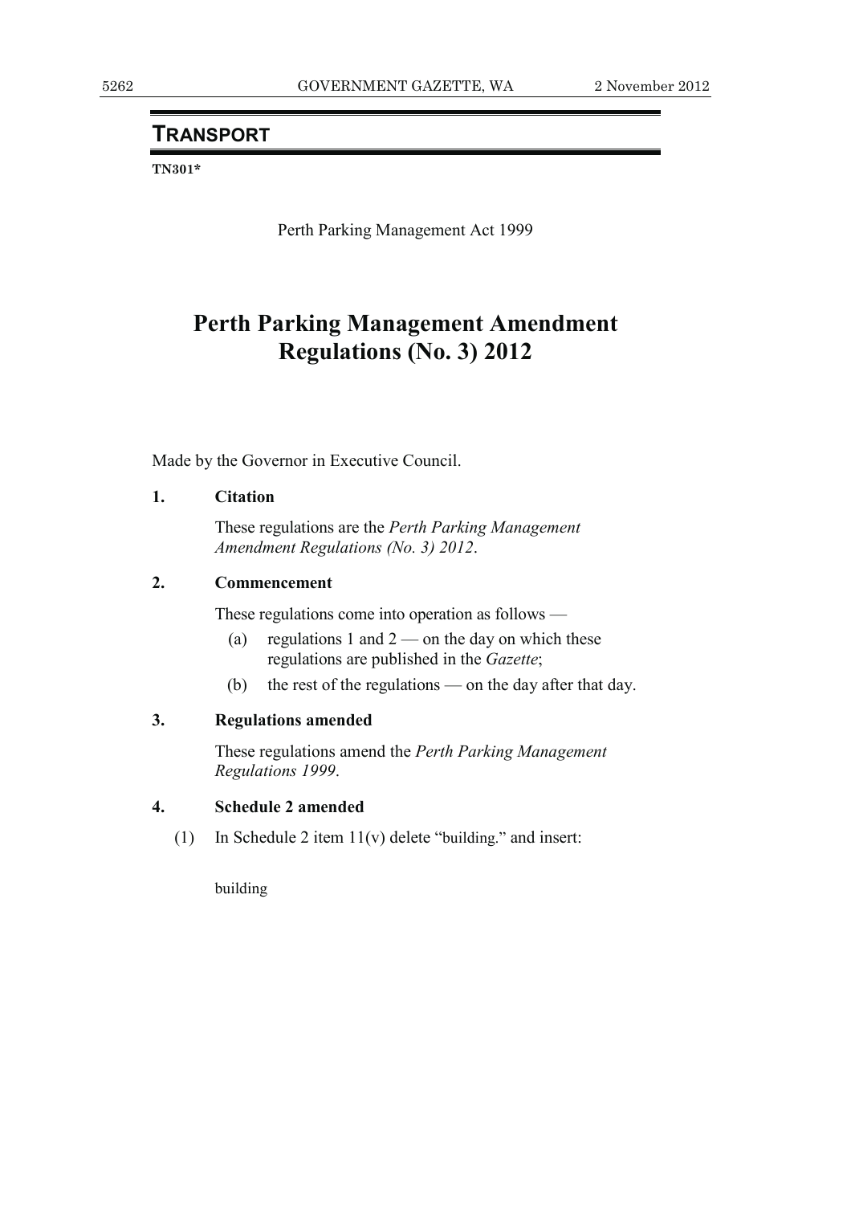## TRANSPORT

**TN301***

Perth Parking Management Act 1999

# Perth Parking Management Amendment Regulations (No. 3) 2012

Made by the Governor in Executive Council.

**1. Citation**

These regulations are the *Perth Parking Management Amendment Regulations (No. 3) 2012*.

**2. Commencement**

These regulations come into operation as follows —

(a) regulations 1 and 2 — on the day on which these regulations are published in the *Gazette*;

(b) the rest of the regulations — on the day after that day.

**3. Regulations amended**

These regulations amend the *Perth Parking Management Regulations 1999*.

**4. Schedule 2 amended**

(1) In Schedule 2 item 11(v) delete "building." and insert:

building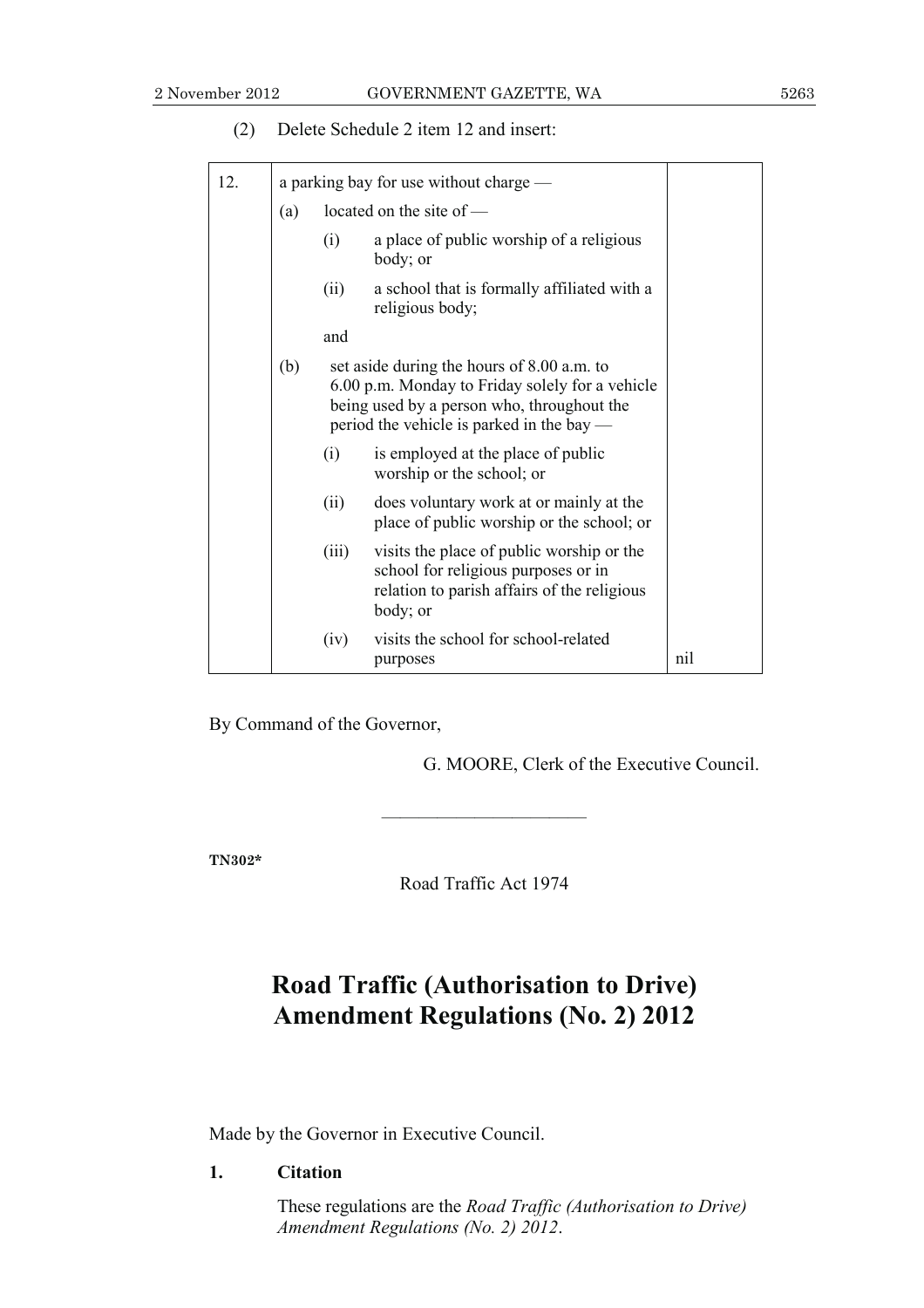(2) Delete Schedule 2 item 12 and insert:

| | | |
|---|---|---|
| 12. | a parking bay for use without charge —<br>(a) located on the site of —<br>(i) a place of public worship of a religious body; or<br>(ii) a school that is formally affiliated with a religious body;<br>and<br>(b) set aside during the hours of 8.00 a.m. to 6.00 p.m. Monday to Friday solely for a vehicle being used by a person who, throughout the period the vehicle is parked in the bay —<br>(i) is employed at the place of public worship or the school; or<br>(ii) does voluntary work at or mainly at the place of public worship or the school; or<br>(iii) visits the place of public worship or the school for religious purposes or in relation to parish affairs of the religious body; or<br>(iv) visits the school for school-related purposes | nil |

By Command of the Governor,

G. MOORE, Clerk of the Executive Council.

---

**TN302***

Road Traffic Act 1974

# Road Traffic (Authorisation to Drive) Amendment Regulations (No. 2) 2012

Made by the Governor in Executive Council.

**1. Citation**

These regulations are the *Road Traffic (Authorisation to Drive) Amendment Regulations (No. 2) 2012*.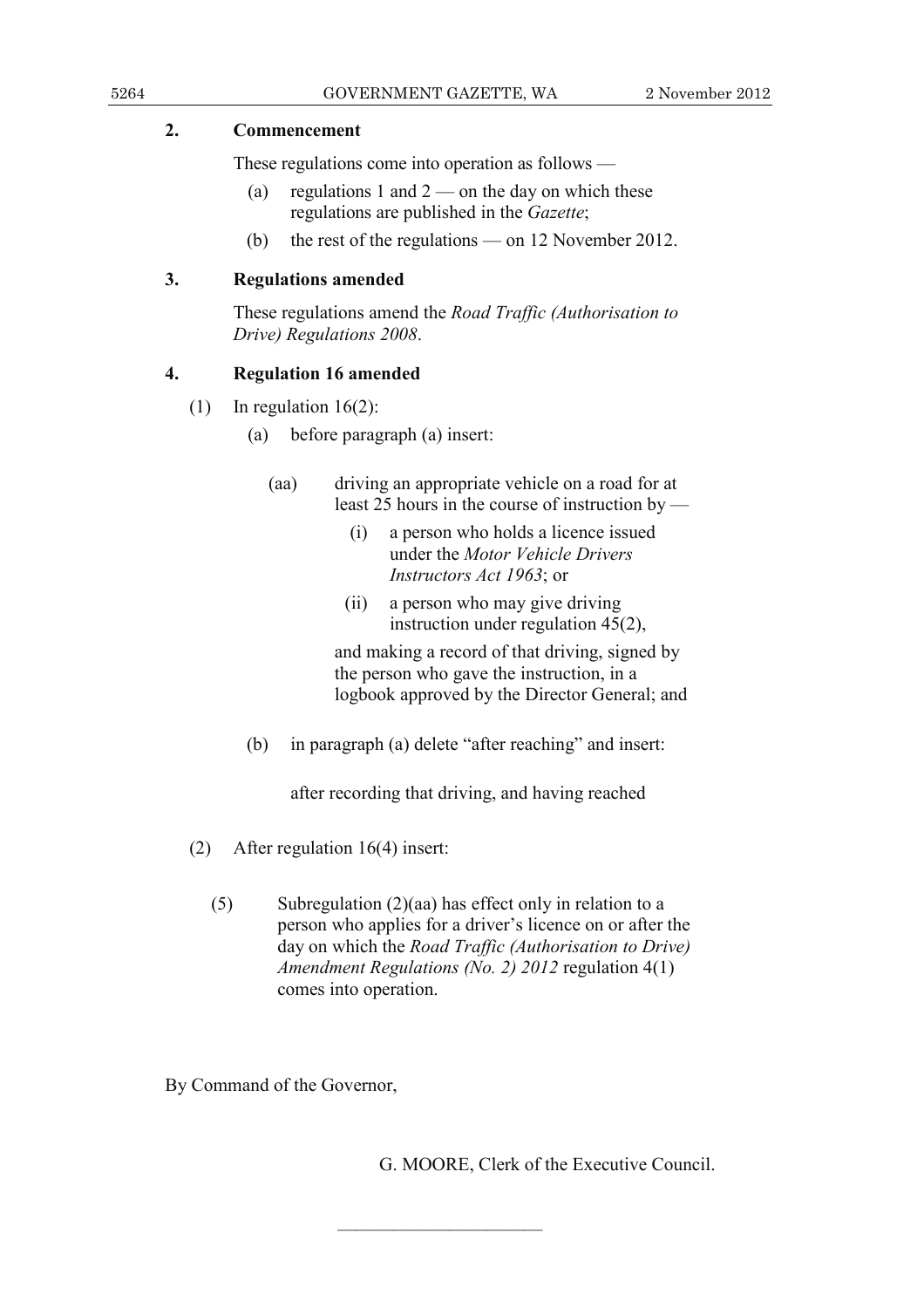**2. Commencement**

These regulations come into operation as follows —

(a) regulations 1 and 2 — on the day on which these regulations are published in the *Gazette*;

(b) the rest of the regulations — on 12 November 2012.

**3. Regulations amended**

These regulations amend the *Road Traffic (Authorisation to Drive) Regulations 2008*.

**4. Regulation 16 amended**

(1) In regulation 16(2):

(a) before paragraph (a) insert:

> (aa) driving an appropriate vehicle on a road for at least 25 hours in the course of instruction by —
>
> (i) a person who holds a licence issued under the *Motor Vehicle Drivers Instructors Act 1963*; or
>
> (ii) a person who may give driving instruction under regulation 45(2),
>
> and making a record of that driving, signed by the person who gave the instruction, in a logbook approved by the Director General; and

(b) in paragraph (a) delete "after reaching" and insert:

> after recording that driving, and having reached

(2) After regulation 16(4) insert:

> (5) Subregulation (2)(aa) has effect only in relation to a person who applies for a driver's licence on or after the day on which the *Road Traffic (Authorisation to Drive) Amendment Regulations (No. 2) 2012* regulation 4(1) comes into operation.

By Command of the Governor,

G. MOORE, Clerk of the Executive Council.

———————————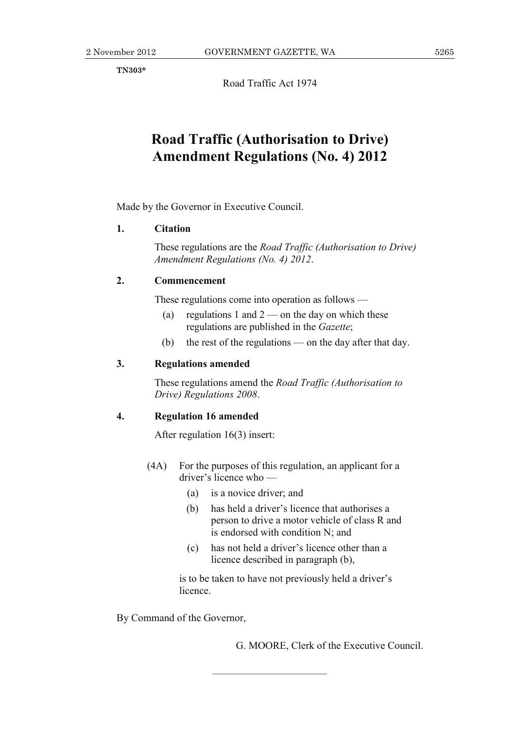**TN303***

Road Traffic Act 1974

# Road Traffic (Authorisation to Drive) Amendment Regulations (No. 4) 2012

Made by the Governor in Executive Council.

**1. Citation**

These regulations are the *Road Traffic (Authorisation to Drive) Amendment Regulations (No. 4) 2012*.

**2. Commencement**

These regulations come into operation as follows —

(a) regulations 1 and 2 — on the day on which these regulations are published in the *Gazette*;

(b) the rest of the regulations — on the day after that day.

**3. Regulations amended**

These regulations amend the *Road Traffic (Authorisation to Drive) Regulations 2008*.

**4. Regulation 16 amended**

After regulation 16(3) insert:

(4A) For the purposes of this regulation, an applicant for a driver's licence who —

(a) is a novice driver; and

(b) has held a driver's licence that authorises a person to drive a motor vehicle of class R and is endorsed with condition N; and

(c) has not held a driver's licence other than a licence described in paragraph (b),

is to be taken to have not previously held a driver's licence.

By Command of the Governor,

G. MOORE, Clerk of the Executive Council.

---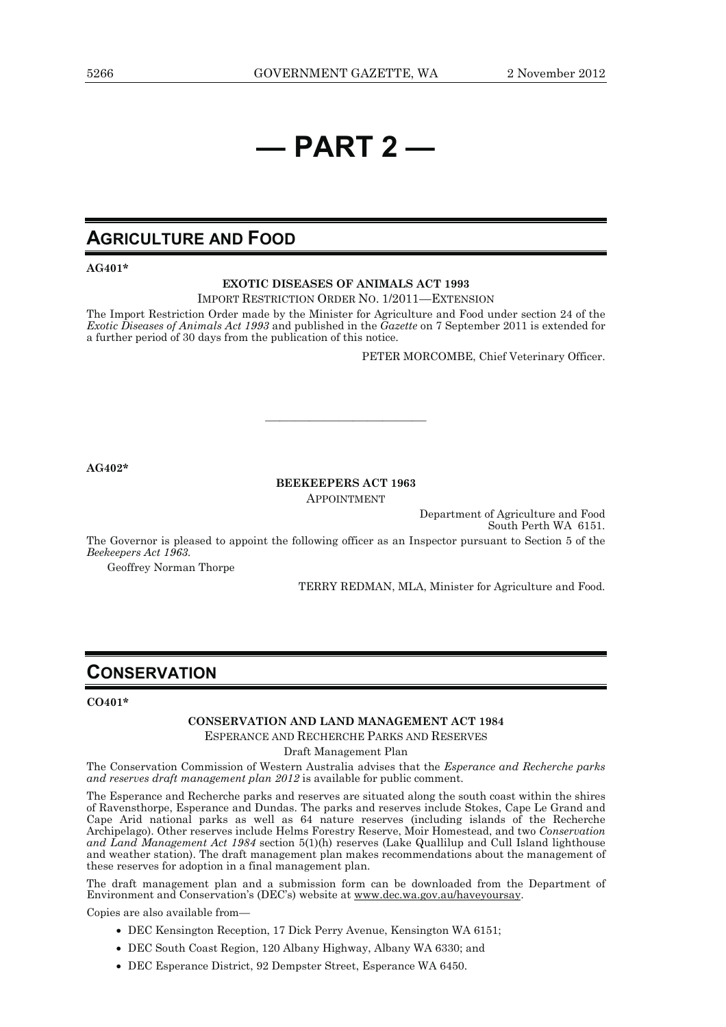# — PART 2 —

## AGRICULTURE AND FOOD

**AG401***

**EXOTIC DISEASES OF ANIMALS ACT 1993**

IMPORT RESTRICTION ORDER NO. 1/2011—EXTENSION

The Import Restriction Order made by the Minister for Agriculture and Food under section 24 of the *Exotic Diseases of Animals Act 1993* and published in the *Gazette* on 7 September 2011 is extended for a further period of 30 days from the publication of this notice.

PETER MORCOMBE, Chief Veterinary Officer.

---

**AG402***

**BEEKEEPERS ACT 1963**

APPOINTMENT

Department of Agriculture and Food
South Perth WA 6151.

The Governor is pleased to appoint the following officer as an Inspector pursuant to Section 5 of the *Beekeepers Act 1963.*

Geoffrey Norman Thorpe

TERRY REDMAN, MLA, Minister for Agriculture and Food.

## CONSERVATION

**CO401***

**CONSERVATION AND LAND MANAGEMENT ACT 1984**

ESPERANCE AND RECHERCHE PARKS AND RESERVES

Draft Management Plan

The Conservation Commission of Western Australia advises that the *Esperance and Recherche parks and reserves draft management plan 2012* is available for public comment.

The Esperance and Recherche parks and reserves are situated along the south coast within the shires of Ravensthorpe, Esperance and Dundas. The parks and reserves include Stokes, Cape Le Grand and Cape Arid national parks as well as 64 nature reserves (including islands of the Recherche Archipelago). Other reserves include Helms Forestry Reserve, Moir Homestead, and two *Conservation and Land Management Act 1984* section 5(1)(h) reserves (Lake Quallilup and Cull Island lighthouse and weather station). The draft management plan makes recommendations about the management of these reserves for adoption in a final management plan.

The draft management plan and a submission form can be downloaded from the Department of Environment and Conservation's (DEC's) website at www.dec.wa.gov.au/haveyoursay.

Copies are also available from—

- DEC Kensington Reception, 17 Dick Perry Avenue, Kensington WA 6151;
- DEC South Coast Region, 120 Albany Highway, Albany WA 6330; and
- DEC Esperance District, 92 Dempster Street, Esperance WA 6450.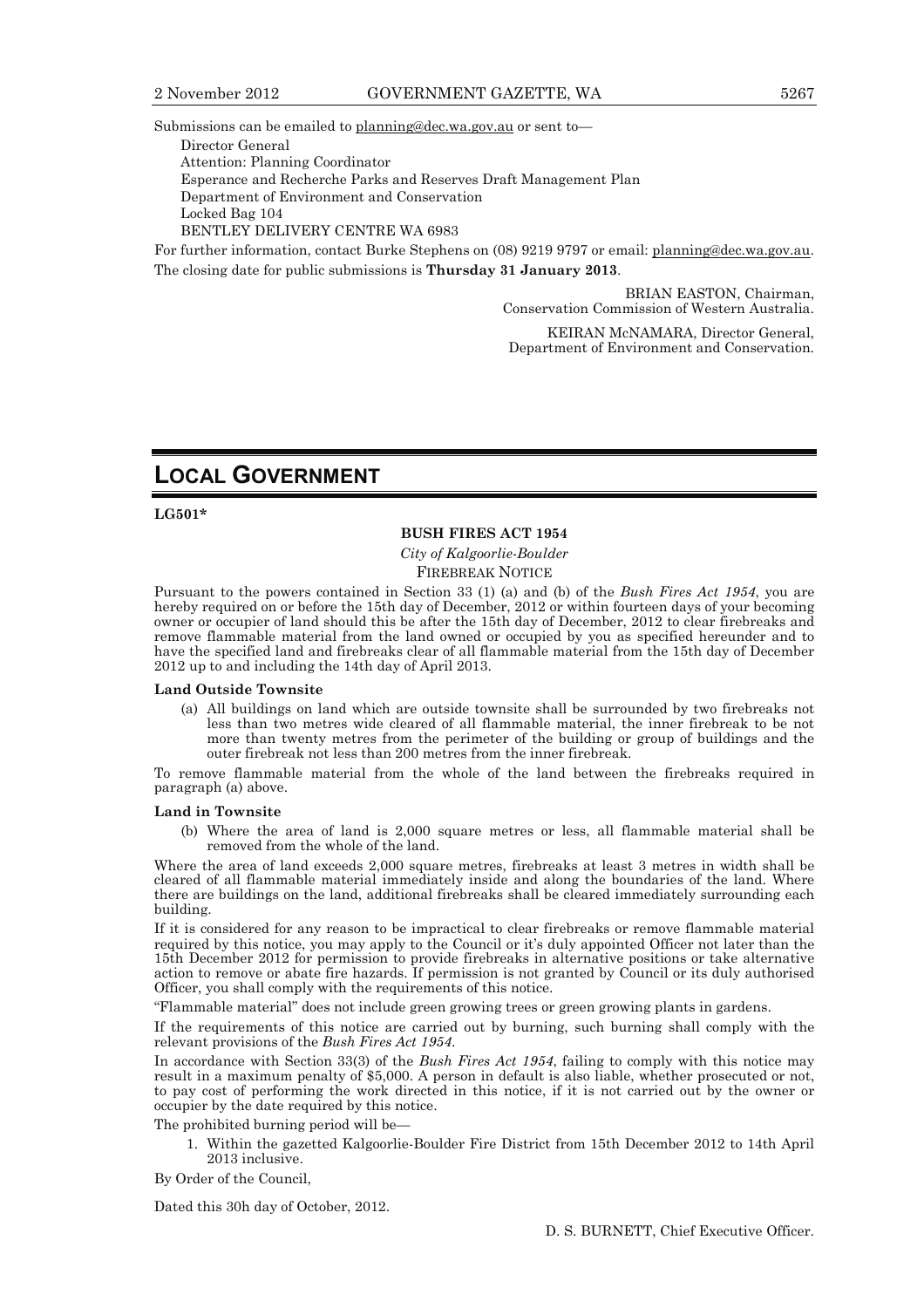Submissions can be emailed to planning@dec.wa.gov.au or sent to—

Director General
Attention: Planning Coordinator
Esperance and Recherche Parks and Reserves Draft Management Plan
Department of Environment and Conservation
Locked Bag 104
BENTLEY DELIVERY CENTRE WA 6983

For further information, contact Burke Stephens on (08) 9219 9797 or email: planning@dec.wa.gov.au.

The closing date for public submissions is **Thursday 31 January 2013**.

BRIAN EASTON, Chairman,
Conservation Commission of Western Australia.

KEIRAN McNAMARA, Director General,
Department of Environment and Conservation.

# LOCAL GOVERNMENT

**LG501***

**BUSH FIRES ACT 1954**

*City of Kalgoorlie-Boulder*

FIREBREAK NOTICE

Pursuant to the powers contained in Section 33 (1) (a) and (b) of the *Bush Fires Act 1954*, you are hereby required on or before the 15th day of December, 2012 or within fourteen days of your becoming owner or occupier of land should this be after the 15th day of December, 2012 to clear firebreaks and remove flammable material from the land owned or occupied by you as specified hereunder and to have the specified land and firebreaks clear of all flammable material from the 15th day of December 2012 up to and including the 14th day of April 2013.

**Land Outside Townsite**

(a) All buildings on land which are outside townsite shall be surrounded by two firebreaks not less than two metres wide cleared of all flammable material, the inner firebreak to be not more than twenty metres from the perimeter of the building or group of buildings and the outer firebreak not less than 200 metres from the inner firebreak.

To remove flammable material from the whole of the land between the firebreaks required in paragraph (a) above.

**Land in Townsite**

(b) Where the area of land is 2,000 square metres or less, all flammable material shall be removed from the whole of the land.

Where the area of land exceeds 2,000 square metres, firebreaks at least 3 metres in width shall be cleared of all flammable material immediately inside and along the boundaries of the land. Where there are buildings on the land, additional firebreaks shall be cleared immediately surrounding each building.

If it is considered for any reason to be impractical to clear firebreaks or remove flammable material required by this notice, you may apply to the Council or it's duly appointed Officer not later than the 15th December 2012 for permission to provide firebreaks in alternative positions or take alternative action to remove or abate fire hazards. If permission is not granted by Council or its duly authorised Officer, you shall comply with the requirements of this notice.

"Flammable material" does not include green growing trees or green growing plants in gardens.

If the requirements of this notice are carried out by burning, such burning shall comply with the relevant provisions of the *Bush Fires Act 1954*.

In accordance with Section 33(3) of the *Bush Fires Act 1954*, failing to comply with this notice may result in a maximum penalty of $5,000. A person in default is also liable, whether prosecuted or not, to pay cost of performing the work directed in this notice, if it is not carried out by the owner or occupier by the date required by this notice.

The prohibited burning period will be—

1. Within the gazetted Kalgoorlie-Boulder Fire District from 15th December 2012 to 14th April 2013 inclusive.

By Order of the Council,

Dated this 30h day of October, 2012.

D. S. BURNETT, Chief Executive Officer.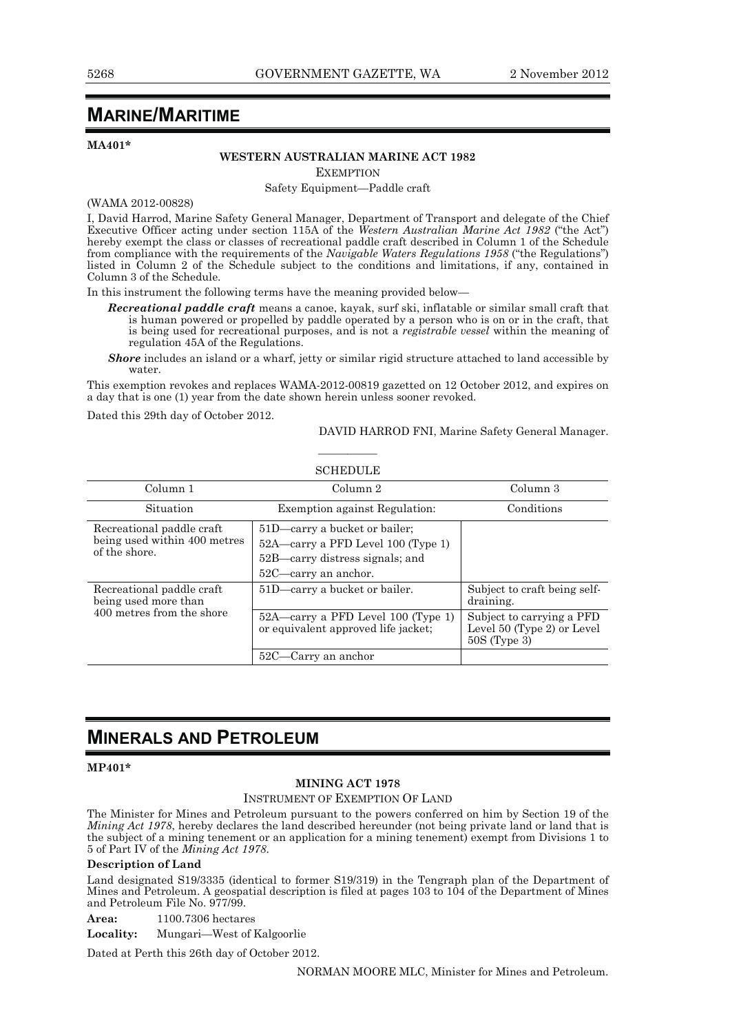# MARINE/MARITIME

**MA401***

**WESTERN AUSTRALIAN MARINE ACT 1982**

EXEMPTION

Safety Equipment—Paddle craft

(WAMA 2012-00828)

I, David Harrod, Marine Safety General Manager, Department of Transport and delegate of the Chief Executive Officer acting under section 115A of the *Western Australian Marine Act 1982* ("the Act") hereby exempt the class or classes of recreational paddle craft described in Column 1 of the Schedule from compliance with the requirements of the *Navigable Waters Regulations 1958* ("the Regulations") listed in Column 2 of the Schedule subject to the conditions and limitations, if any, contained in Column 3 of the Schedule.

In this instrument the following terms have the meaning provided below—

- ***Recreational paddle craft*** means a canoe, kayak, surf ski, inflatable or similar small craft that is human powered or propelled by paddle operated by a person who is on or in the craft, that is being used for recreational purposes, and is not a *registrable vessel* within the meaning of regulation 45A of the Regulations.
- ***Shore*** includes an island or a wharf, jetty or similar rigid structure attached to land accessible by water.

This exemption revokes and replaces WAMA-2012-00819 gazetted on 12 October 2012, and expires on a day that is one (1) year from the date shown herein unless sooner revoked.

Dated this 29th day of October 2012.

DAVID HARROD FNI, Marine Safety General Manager.

---

SCHEDULE

| Column 1 | Column 2 | Column 3 |
|---|---|---|
| Situation | Exemption against Regulation: | Conditions |
| Recreational paddle craft being used within 400 metres of the shore. | 51D—carry a bucket or bailer;<br>52A—carry a PFD Level 100 (Type 1)<br>52B—carry distress signals; and<br>52C—carry an anchor. | |
| Recreational paddle craft being used more than 400 metres from the shore | 51D—carry a bucket or bailer. | Subject to craft being self-draining. |
| | 52A—carry a PFD Level 100 (Type 1) or equivalent approved life jacket; | Subject to carrying a PFD Level 50 (Type 2) or Level 50S (Type 3) |
| | 52C—Carry an anchor | |

# MINERALS AND PETROLEUM

**MP401***

**MINING ACT 1978**

INSTRUMENT OF EXEMPTION OF LAND

The Minister for Mines and Petroleum pursuant to the powers conferred on him by Section 19 of the *Mining Act 1978*, hereby declares the land described hereunder (not being private land or land that is the subject of a mining tenement or an application for a mining tenement) exempt from Divisions 1 to 5 of Part IV of the *Mining Act 1978*.

**Description of Land**

Land designated S19/3335 (identical to former S19/319) in the Tengraph plan of the Department of Mines and Petroleum. A geospatial description is filed at pages 103 to 104 of the Department of Mines and Petroleum File No. 977/99.

**Area:** 1100.7306 hectares

**Locality:** Mungari—West of Kalgoorlie

Dated at Perth this 26th day of October 2012.

NORMAN MOORE MLC, Minister for Mines and Petroleum.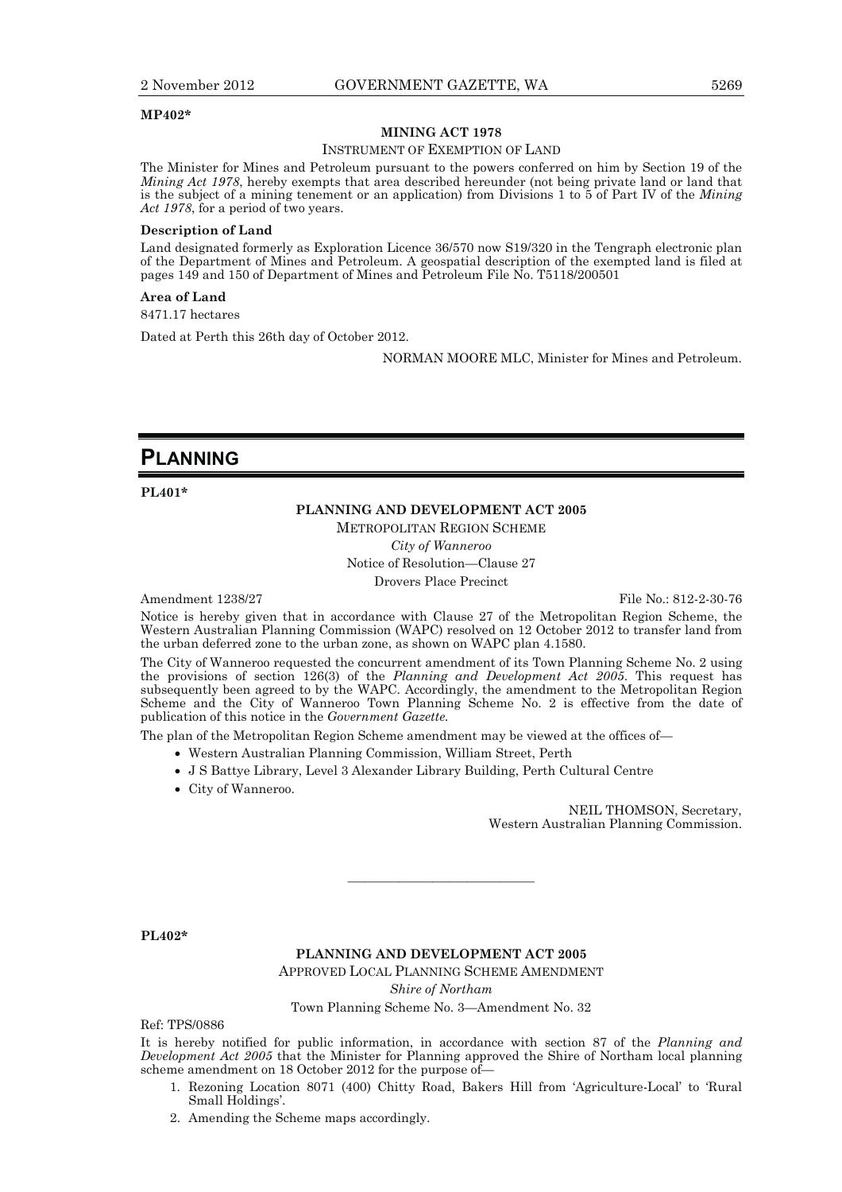**MP402***

**MINING ACT 1978**

INSTRUMENT OF EXEMPTION OF LAND

The Minister for Mines and Petroleum pursuant to the powers conferred on him by Section 19 of the *Mining Act 1978*, hereby exempts that area described hereunder (not being private land or land that is the subject of a mining tenement or an application) from Divisions 1 to 5 of Part IV of the *Mining Act 1978*, for a period of two years.

**Description of Land**

Land designated formerly as Exploration Licence 36/570 now S19/320 in the Tengraph electronic plan of the Department of Mines and Petroleum. A geospatial description of the exempted land is filed at pages 149 and 150 of Department of Mines and Petroleum File No. T5118/200501

**Area of Land**

8471.17 hectares

Dated at Perth this 26th day of October 2012.

NORMAN MOORE MLC, Minister for Mines and Petroleum.

# PLANNING

**PL401***

**PLANNING AND DEVELOPMENT ACT 2005**

METROPOLITAN REGION SCHEME

*City of Wanneroo*

Notice of Resolution—Clause 27

Drovers Place Precinct

Amendment 1238/27 File No.: 812-2-30-76

Notice is hereby given that in accordance with Clause 27 of the Metropolitan Region Scheme, the Western Australian Planning Commission (WAPC) resolved on 12 October 2012 to transfer land from the urban deferred zone to the urban zone, as shown on WAPC plan 4.1580.

The City of Wanneroo requested the concurrent amendment of its Town Planning Scheme No. 2 using the provisions of section 126(3) of the *Planning and Development Act 2005*. This request has subsequently been agreed to by the WAPC. Accordingly, the amendment to the Metropolitan Region Scheme and the City of Wanneroo Town Planning Scheme No. 2 is effective from the date of publication of this notice in the *Government Gazette*.

The plan of the Metropolitan Region Scheme amendment may be viewed at the offices of—

- Western Australian Planning Commission, William Street, Perth
- J S Battye Library, Level 3 Alexander Library Building, Perth Cultural Centre
- City of Wanneroo.

NEIL THOMSON, Secretary,
Western Australian Planning Commission.

---

**PL402***

**PLANNING AND DEVELOPMENT ACT 2005**

APPROVED LOCAL PLANNING SCHEME AMENDMENT

*Shire of Northam*

Town Planning Scheme No. 3—Amendment No. 32

Ref: TPS/0886

It is hereby notified for public information, in accordance with section 87 of the *Planning and Development Act 2005* that the Minister for Planning approved the Shire of Northam local planning scheme amendment on 18 October 2012 for the purpose of—

1. Rezoning Location 8071 (400) Chitty Road, Bakers Hill from 'Agriculture-Local' to 'Rural Small Holdings'.
2. Amending the Scheme maps accordingly.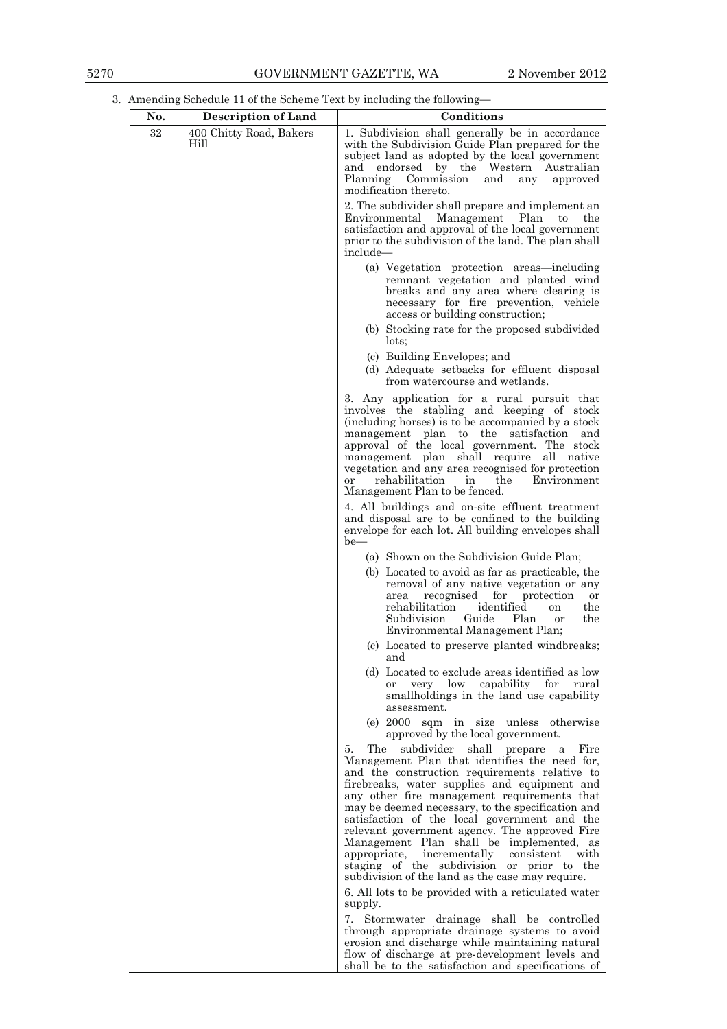3. Amending Schedule 11 of the Scheme Text by including the following—

| No. | Description of Land | Conditions |
|---|---|---|
| 32 | 400 Chitty Road, Bakers Hill | 1. Subdivision shall generally be in accordance with the Subdivision Guide Plan prepared for the subject land as adopted by the local government and endorsed by the Western Australian Planning Commission and any approved modification thereto.<br><br>2. The subdivider shall prepare and implement an Environmental Management Plan to the satisfaction and approval of the local government prior to the subdivision of the land. The plan shall include—<br>(a) Vegetation protection areas—including remnant vegetation and planted wind breaks and any area where clearing is necessary for fire prevention, vehicle access or building construction;<br>(b) Stocking rate for the proposed subdivided lots;<br>(c) Building Envelopes; and<br>(d) Adequate setbacks for effluent disposal from watercourse and wetlands.<br><br>3. Any application for a rural pursuit that involves the stabling and keeping of stock (including horses) is to be accompanied by a stock management plan to the satisfaction and approval of the local government. The stock management plan shall require all native vegetation and any area recognised for protection or rehabilitation in the Environment Management Plan to be fenced.<br><br>4. All buildings and on-site effluent treatment and disposal are to be confined to the building envelope for each lot. All building envelopes shall be—<br>(a) Shown on the Subdivision Guide Plan;<br>(b) Located to avoid as far as practicable, the removal of any native vegetation or any area recognised for protection or rehabilitation identified on the Subdivision Guide Plan or the Environmental Management Plan;<br>(c) Located to preserve planted windbreaks; and<br>(d) Located to exclude areas identified as low or very low capability for rural smallholdings in the land use capability assessment.<br>(e) 2000 sqm in size unless otherwise approved by the local government.<br><br>5. The subdivider shall prepare a Fire Management Plan that identifies the need for, and the construction requirements relative to firebreaks, water supplies and equipment and any other fire management requirements that may be deemed necessary, to the specification and satisfaction of the local government and the relevant government agency. The approved Fire Management Plan shall be implemented, as appropriate, incrementally consistent with staging of the subdivision or prior to the subdivision of the land as the case may require.<br><br>6. All lots to be provided with a reticulated water supply.<br><br>7. Stormwater drainage shall be controlled through appropriate drainage systems to avoid erosion and discharge while maintaining natural flow of discharge at pre-development levels and shall be to the satisfaction and specifications of |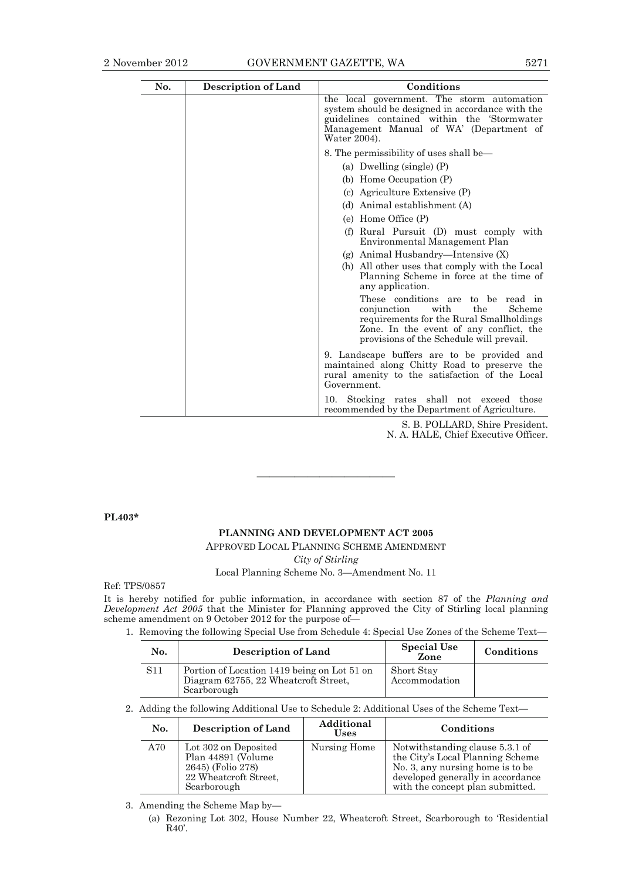| No. | Description of Land | Conditions |
|---|---|---|
| | | the local government. The storm automation system should be designed in accordance with the guidelines contained within the 'Stormwater Management Manual of WA' (Department of Water 2004). |
| | | 8. The permissibility of uses shall be— (a) Dwelling (single) (P) (b) Home Occupation (P) (c) Agriculture Extensive (P) (d) Animal establishment (A) (e) Home Office (P) (f) Rural Pursuit (D) must comply with Environmental Management Plan (g) Animal Husbandry—Intensive (X) (h) All other uses that comply with the Local Planning Scheme in force at the time of any application. These conditions are to be read in conjunction with the Scheme requirements for the Rural Smallholdings Zone. In the event of any conflict, the provisions of the Schedule will prevail. |
| | | 9. Landscape buffers are to be provided and maintained along Chitty Road to preserve the rural amenity to the satisfaction of the Local Government. |
| | | 10. Stocking rates shall not exceed those recommended by the Department of Agriculture. |

S. B. POLLARD, Shire President.
N. A. HALE, Chief Executive Officer.

---

**PL403***

**PLANNING AND DEVELOPMENT ACT 2005**

APPROVED LOCAL PLANNING SCHEME AMENDMENT

*City of Stirling*

Local Planning Scheme No. 3—Amendment No. 11

Ref: TPS/0857

It is hereby notified for public information, in accordance with section 87 of the *Planning and Development Act 2005* that the Minister for Planning approved the City of Stirling local planning scheme amendment on 9 October 2012 for the purpose of—

1. Removing the following Special Use from Schedule 4: Special Use Zones of the Scheme Text—

| No. | Description of Land | Special Use Zone | Conditions |
|---|---|---|---|
| S11 | Portion of Location 1419 being on Lot 51 on Diagram 62755, 22 Wheatcroft Street, Scarborough | Short Stay Accommodation | |

2. Adding the following Additional Use to Schedule 2: Additional Uses of the Scheme Text—

| No. | Description of Land | Additional Uses | Conditions |
|---|---|---|---|
| A70 | Lot 302 on Deposited Plan 44891 (Volume 2645) (Folio 278) 22 Wheatcroft Street, Scarborough | Nursing Home | Notwithstanding clause 5.3.1 of the City's Local Planning Scheme No. 3, any nursing home is to be developed generally in accordance with the concept plan submitted. |

3. Amending the Scheme Map by—
   (a) Rezoning Lot 302, House Number 22, Wheatcroft Street, Scarborough to 'Residential R40'.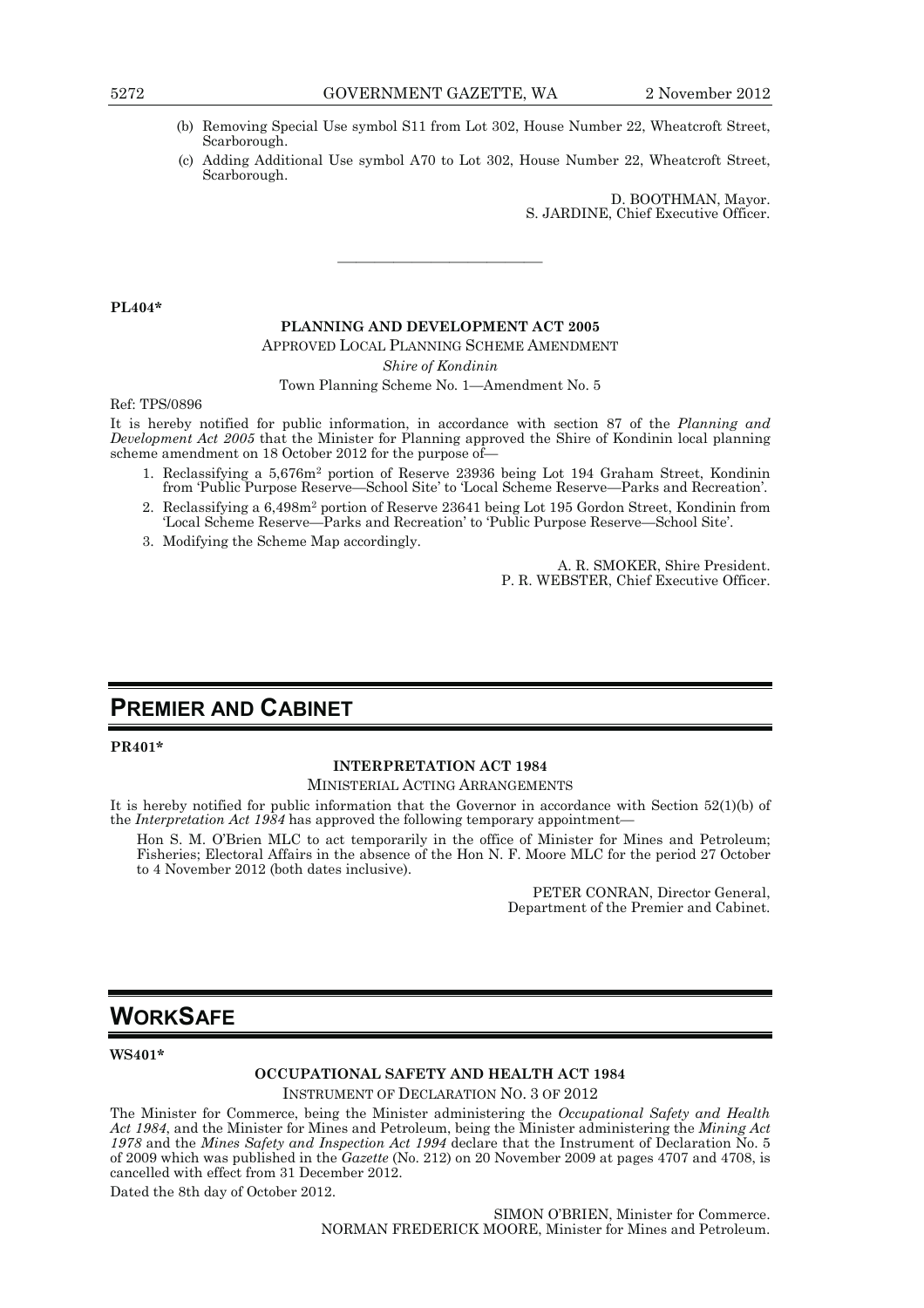(b) Removing Special Use symbol S11 from Lot 302, House Number 22, Wheatcroft Street, Scarborough.

(c) Adding Additional Use symbol A70 to Lot 302, House Number 22, Wheatcroft Street, Scarborough.

D. BOOTHMAN, Mayor.
S. JARDINE, Chief Executive Officer.

---

**PL404***

**PLANNING AND DEVELOPMENT ACT 2005**

APPROVED LOCAL PLANNING SCHEME AMENDMENT

*Shire of Kondinin*

Town Planning Scheme No. 1—Amendment No. 5

Ref: TPS/0896

It is hereby notified for public information, in accordance with section 87 of the *Planning and Development Act 2005* that the Minister for Planning approved the Shire of Kondinin local planning scheme amendment on 18 October 2012 for the purpose of—

1. Reclassifying a 5,676m$^2$ portion of Reserve 23936 being Lot 194 Graham Street, Kondinin from 'Public Purpose Reserve—School Site' to 'Local Scheme Reserve—Parks and Recreation'.
2. Reclassifying a 6,498m$^2$ portion of Reserve 23641 being Lot 195 Gordon Street, Kondinin from 'Local Scheme Reserve—Parks and Recreation' to 'Public Purpose Reserve—School Site'.
3. Modifying the Scheme Map accordingly.

A. R. SMOKER, Shire President.
P. R. WEBSTER, Chief Executive Officer.

# PREMIER AND CABINET

**PR401***

**INTERPRETATION ACT 1984**

MINISTERIAL ACTING ARRANGEMENTS

It is hereby notified for public information that the Governor in accordance with Section 52(1)(b) of the *Interpretation Act 1984* has approved the following temporary appointment—

Hon S. M. O'Brien MLC to act temporarily in the office of Minister for Mines and Petroleum; Fisheries; Electoral Affairs in the absence of the Hon N. F. Moore MLC for the period 27 October to 4 November 2012 (both dates inclusive).

PETER CONRAN, Director General,
Department of the Premier and Cabinet.

# WORKSAFE

**WS401***

**OCCUPATIONAL SAFETY AND HEALTH ACT 1984**

INSTRUMENT OF DECLARATION NO. 3 OF 2012

The Minister for Commerce, being the Minister administering the *Occupational Safety and Health Act 1984*, and the Minister for Mines and Petroleum, being the Minister administering the *Mining Act 1978* and the *Mines Safety and Inspection Act 1994* declare that the Instrument of Declaration No. 5 of 2009 which was published in the *Gazette* (No. 212) on 20 November 2009 at pages 4707 and 4708, is cancelled with effect from 31 December 2012.

Dated the 8th day of October 2012.

SIMON O'BRIEN, Minister for Commerce.
NORMAN FREDERICK MOORE, Minister for Mines and Petroleum.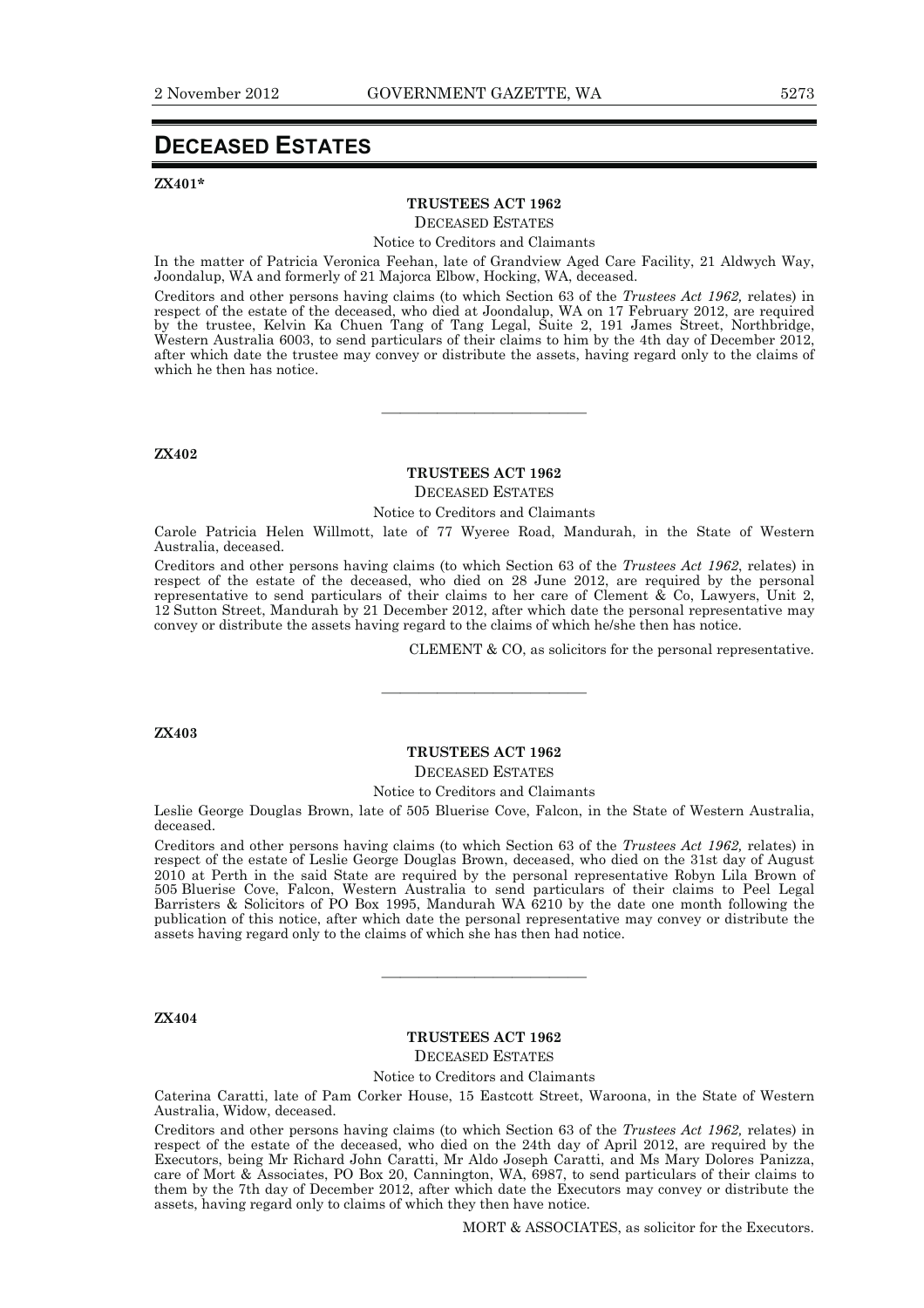# DECEASED ESTATES

**ZX401***

**TRUSTEES ACT 1962**

DECEASED ESTATES

Notice to Creditors and Claimants

In the matter of Patricia Veronica Feehan, late of Grandview Aged Care Facility, 21 Aldwych Way, Joondalup, WA and formerly of 21 Majorca Elbow, Hocking, WA, deceased.

Creditors and other persons having claims (to which Section 63 of the *Trustees Act 1962,* relates) in respect of the estate of the deceased, who died at Joondalup, WA on 17 February 2012, are required by the trustee, Kelvin Ka Chuen Tang of Tang Legal, Suite 2, 191 James Street, Northbridge, Western Australia 6003, to send particulars of their claims to him by the 4th day of December 2012, after which date the trustee may convey or distribute the assets, having regard only to the claims of which he then has notice.

---

**ZX402**

**TRUSTEES ACT 1962**

DECEASED ESTATES

Notice to Creditors and Claimants

Carole Patricia Helen Willmott, late of 77 Wyeree Road, Mandurah, in the State of Western Australia, deceased.

Creditors and other persons having claims (to which Section 63 of the *Trustees Act 1962*, relates) in respect of the estate of the deceased, who died on 28 June 2012, are required by the personal representative to send particulars of their claims to her care of Clement & Co, Lawyers, Unit 2, 12 Sutton Street, Mandurah by 21 December 2012, after which date the personal representative may convey or distribute the assets having regard to the claims of which he/she then has notice.

CLEMENT & CO, as solicitors for the personal representative.

---

**ZX403**

**TRUSTEES ACT 1962**

DECEASED ESTATES

Notice to Creditors and Claimants

Leslie George Douglas Brown, late of 505 Bluerise Cove, Falcon, in the State of Western Australia, deceased.

Creditors and other persons having claims (to which Section 63 of the *Trustees Act 1962,* relates) in respect of the estate of Leslie George Douglas Brown, deceased, who died on the 31st day of August 2010 at Perth in the said State are required by the personal representative Robyn Lila Brown of 505 Bluerise Cove, Falcon, Western Australia to send particulars of their claims to Peel Legal Barristers & Solicitors of PO Box 1995, Mandurah WA 6210 by the date one month following the publication of this notice, after which date the personal representative may convey or distribute the assets having regard only to the claims of which she has then had notice.

---

**ZX404**

**TRUSTEES ACT 1962**

DECEASED ESTATES

Notice to Creditors and Claimants

Caterina Caratti, late of Pam Corker House, 15 Eastcott Street, Waroona, in the State of Western Australia, Widow, deceased.

Creditors and other persons having claims (to which Section 63 of the *Trustees Act 1962,* relates) in respect of the estate of the deceased, who died on the 24th day of April 2012, are required by the Executors, being Mr Richard John Caratti, Mr Aldo Joseph Caratti, and Ms Mary Dolores Panizza, care of Mort & Associates, PO Box 20, Cannington, WA, 6987, to send particulars of their claims to them by the 7th day of December 2012, after which date the Executors may convey or distribute the assets, having regard only to claims of which they then have notice.

MORT & ASSOCIATES, as solicitor for the Executors.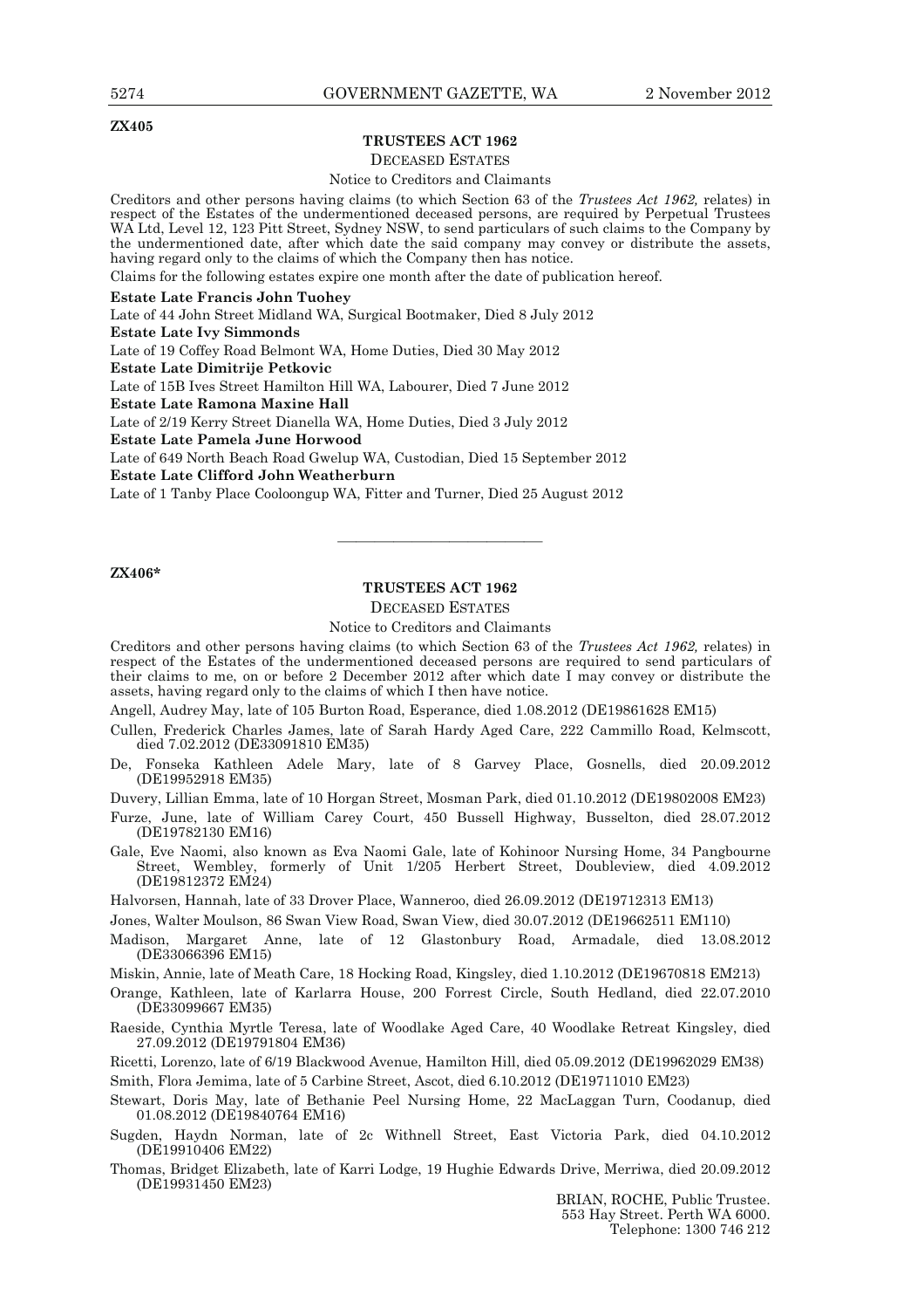**ZX405**

## TRUSTEES ACT 1962

DECEASED ESTATES

Notice to Creditors and Claimants

Creditors and other persons having claims (to which Section 63 of the *Trustees Act 1962,* relates) in respect of the Estates of the undermentioned deceased persons, are required by Perpetual Trustees WA Ltd, Level 12, 123 Pitt Street, Sydney NSW, to send particulars of such claims to the Company by the undermentioned date, after which date the said company may convey or distribute the assets, having regard only to the claims of which the Company then has notice.

Claims for the following estates expire one month after the date of publication hereof.

**Estate Late Francis John Tuohey**

Late of 44 John Street Midland WA, Surgical Bootmaker, Died 8 July 2012

**Estate Late Ivy Simmonds**

Late of 19 Coffey Road Belmont WA, Home Duties, Died 30 May 2012

**Estate Late Dimitrije Petkovic**

Late of 15B Ives Street Hamilton Hill WA, Labourer, Died 7 June 2012

**Estate Late Ramona Maxine Hall**

Late of 2/19 Kerry Street Dianella WA, Home Duties, Died 3 July 2012

**Estate Late Pamela June Horwood**

Late of 649 North Beach Road Gwelup WA, Custodian, Died 15 September 2012

**Estate Late Clifford John Weatherburn**

Late of 1 Tanby Place Cooloongup WA, Fitter and Turner, Died 25 August 2012

---

**ZX406***

## TRUSTEES ACT 1962

DECEASED ESTATES

Notice to Creditors and Claimants

Creditors and other persons having claims (to which Section 63 of the *Trustees Act 1962,* relates) in respect of the Estates of the undermentioned deceased persons are required to send particulars of their claims to me, on or before 2 December 2012 after which date I may convey or distribute the assets, having regard only to the claims of which I then have notice.

Angell, Audrey May, late of 105 Burton Road, Esperance, died 1.08.2012 (DE19861628 EM15)

Cullen, Frederick Charles James, late of Sarah Hardy Aged Care, 222 Cammillo Road, Kelmscott, died 7.02.2012 (DE33091810 EM35)

De, Fonseka Kathleen Adele Mary, late of 8 Garvey Place, Gosnells, died 20.09.2012 (DE19952918 EM35)

Duvery, Lillian Emma, late of 10 Horgan Street, Mosman Park, died 01.10.2012 (DE19802008 EM23)

Furze, June, late of William Carey Court, 450 Bussell Highway, Busselton, died 28.07.2012 (DE19782130 EM16)

Gale, Eve Naomi, also known as Eva Naomi Gale, late of Kohinoor Nursing Home, 34 Pangbourne Street, Wembley, formerly of Unit 1/205 Herbert Street, Doubleview, died 4.09.2012 (DE19812372 EM24)

Halvorsen, Hannah, late of 33 Drover Place, Wanneroo, died 26.09.2012 (DE19712313 EM13)

Jones, Walter Moulson, 86 Swan View Road, Swan View, died 30.07.2012 (DE19662511 EM110)

Madison, Margaret Anne, late of 12 Glastonbury Road, Armadale, died 13.08.2012 (DE33066396 EM15)

Miskin, Annie, late of Meath Care, 18 Hocking Road, Kingsley, died 1.10.2012 (DE19670818 EM213)

Orange, Kathleen, late of Karlarra House, 200 Forrest Circle, South Hedland, died 22.07.2010 (DE33099667 EM35)

Raeside, Cynthia Myrtle Teresa, late of Woodlake Aged Care, 40 Woodlake Retreat Kingsley, died 27.09.2012 (DE19791804 EM36)

Ricetti, Lorenzo, late of 6/19 Blackwood Avenue, Hamilton Hill, died 05.09.2012 (DE19962029 EM38)

Smith, Flora Jemima, late of 5 Carbine Street, Ascot, died 6.10.2012 (DE19711010 EM23)

Stewart, Doris May, late of Bethanie Peel Nursing Home, 22 MacLaggan Turn, Coodanup, died 01.08.2012 (DE19840764 EM16)

Sugden, Haydn Norman, late of 2c Withnell Street, East Victoria Park, died 04.10.2012 (DE19910406 EM22)

Thomas, Bridget Elizabeth, late of Karri Lodge, 19 Hughie Edwards Drive, Merriwa, died 20.09.2012 (DE19931450 EM23)

BRIAN, ROCHE, Public Trustee.
553 Hay Street. Perth WA 6000.
Telephone: 1300 746 212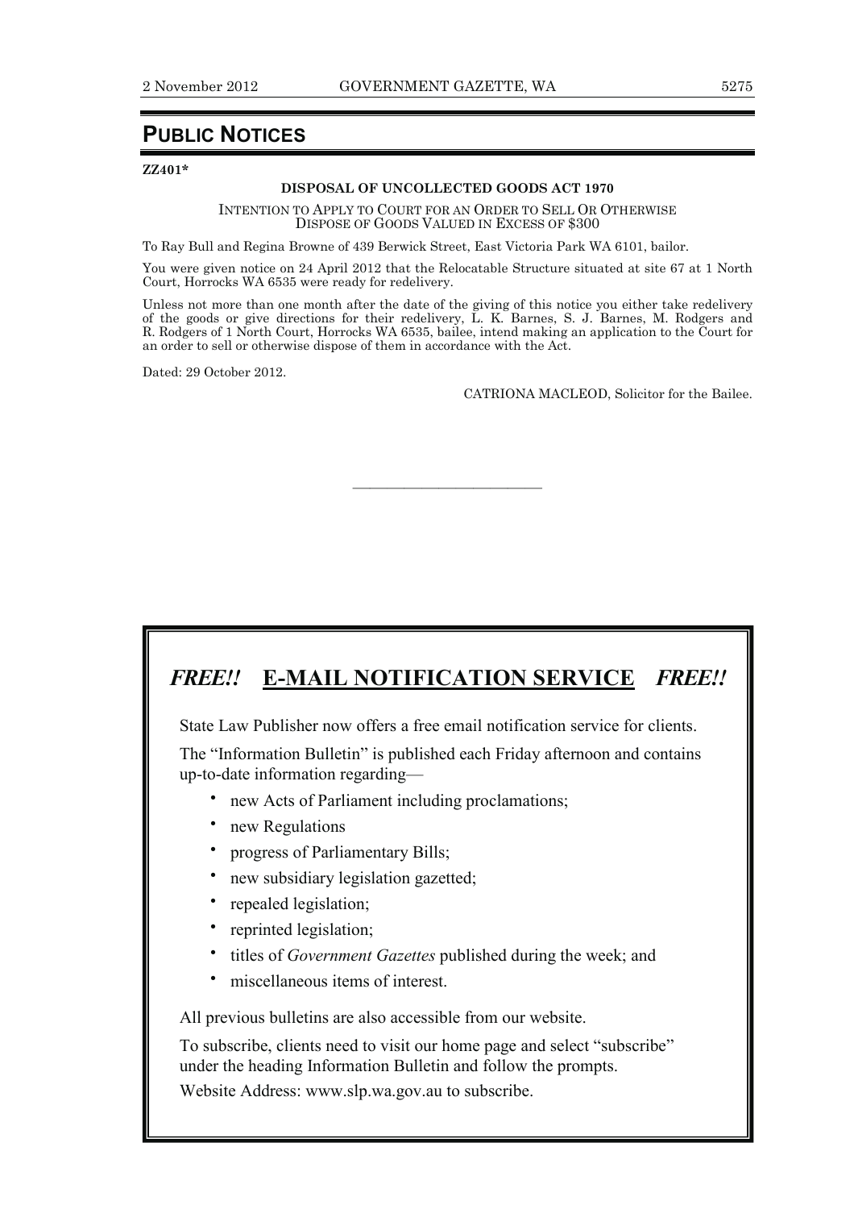# PUBLIC NOTICES

**ZZ401***

**DISPOSAL OF UNCOLLECTED GOODS ACT 1970**

INTENTION TO APPLY TO COURT FOR AN ORDER TO SELL OR OTHERWISE DISPOSE OF GOODS VALUED IN EXCESS OF $300

To Ray Bull and Regina Browne of 439 Berwick Street, East Victoria Park WA 6101, bailor.

You were given notice on 24 April 2012 that the Relocatable Structure situated at site 67 at 1 North Court, Horrocks WA 6535 were ready for redelivery.

Unless not more than one month after the date of the giving of this notice you either take redelivery of the goods or give directions for their redelivery, L. K. Barnes, S. J. Barnes, M. Rodgers and R. Rodgers of 1 North Court, Horrocks WA 6535, bailee, intend making an application to the Court for an order to sell or otherwise dispose of them in accordance with the Act.

Dated: 29 October 2012.

CATRIONA MACLEOD, Solicitor for the Bailee.

---

## *FREE!!* E-MAIL NOTIFICATION SERVICE *FREE!!*

State Law Publisher now offers a free email notification service for clients.

The "Information Bulletin" is published each Friday afternoon and contains up-to-date information regarding—

- new Acts of Parliament including proclamations;
- new Regulations
- progress of Parliamentary Bills;
- new subsidiary legislation gazetted;
- repealed legislation;
- reprinted legislation;
- titles of *Government Gazettes* published during the week; and
- miscellaneous items of interest.

All previous bulletins are also accessible from our website.

To subscribe, clients need to visit our home page and select "subscribe" under the heading Information Bulletin and follow the prompts.

Website Address: www.slp.wa.gov.au to subscribe.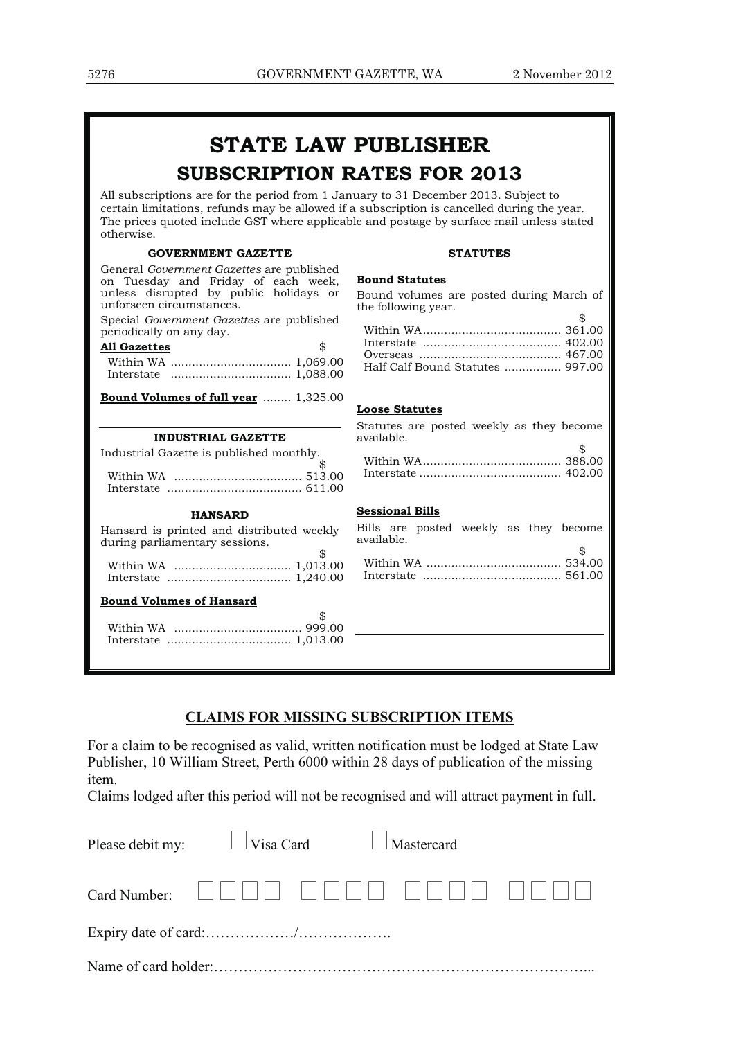# STATE LAW PUBLISHER

## SUBSCRIPTION RATES FOR 2013

All subscriptions are for the period from 1 January to 31 December 2013. Subject to certain limitations, refunds may be allowed if a subscription is cancelled during the year. The prices quoted include GST where applicable and postage by surface mail unless stated otherwise.

### GOVERNMENT GAZETTE

General *Government Gazettes* are published on Tuesday and Friday of each week, unless disrupted by public holidays or unforseen circumstances.

Special *Government Gazettes* are published periodically on any day.

**All Gazettes**

| | $ |
|---|---|
| Within WA | 1,069.00 |
| Interstate | 1,088.00 |

**Bound Volumes of full year** ........ 1,325.00

### INDUSTRIAL GAZETTE

Industrial Gazette is published monthly.

| | $ |
|---|---|
| Within WA | 513.00 |
| Interstate | 611.00 |

### HANSARD

Hansard is printed and distributed weekly during parliamentary sessions.

| | $ |
|---|---|
| Within WA | 1,013.00 |
| Interstate | 1,240.00 |

**Bound Volumes of Hansard**

| | $ |
|---|---|
| Within WA | 999.00 |
| Interstate | 1,013.00 |

### STATUTES

**Bound Statutes**

Bound volumes are posted during March of the following year.

| | $ |
|---|---|
| Within WA | 361.00 |
| Interstate | 402.00 |
| Overseas | 467.00 |
| Half Calf Bound Statutes | 997.00 |

**Loose Statutes**

Statutes are posted weekly as they become available.

| | $ |
|---|---|
| Within WA | 388.00 |
| Interstate | 402.00 |

**Sessional Bills**

Bills are posted weekly as they become available.

| | $ |
|---|---|
| Within WA | 534.00 |
| Interstate | 561.00 |

## CLAIMS FOR MISSING SUBSCRIPTION ITEMS

For a claim to be recognised as valid, written notification must be lodged at State Law Publisher, 10 William Street, Perth 6000 within 28 days of publication of the missing item.

Claims lodged after this period will not be recognised and will attract payment in full.

Please debit my: ☐ Visa Card ☐ Mastercard

Card Number: ☐☐☐☐ ☐☐☐☐ ☐☐☐☐ ☐☐☐☐

Expiry date of card:………………/……………….

Name of card holder:…………………………………………………………………...